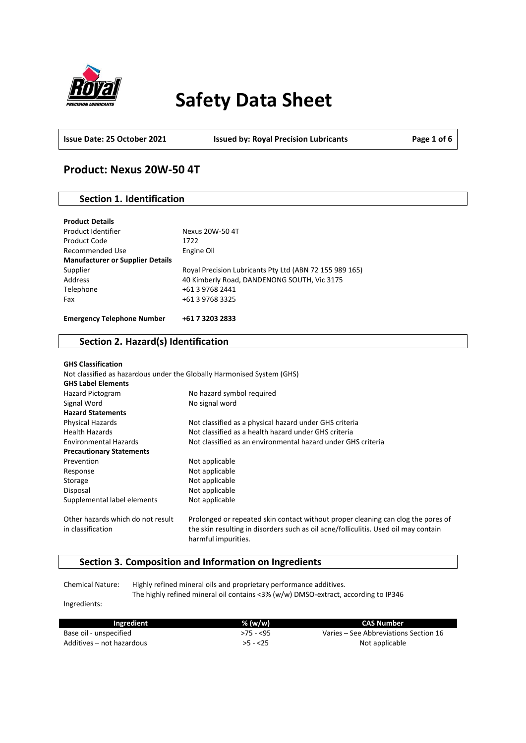# Safety Data Sheet

**Issue Date: 25 October 2021** | **Issued by: Royal Precision Lubricants**

## Product: Nexus 20W-50 4T

### Section 1. Identification

**Product Details**

| | |
|---|---|
| Product Identifier | Nexus 20W-50 4T |
| Product Code | 1722 |
| Recommended Use | Engine Oil |
| **Manufacturer or Supplier Details** | |
| Supplier | Royal Precision Lubricants Pty Ltd (ABN 72 155 989 165) |
| Address | 40 Kimberly Road, DANDENONG SOUTH, Vic 3175 |
| Telephone | +61 3 9768 2441 |
| Fax | +61 3 9768 3325 |

**Emergency Telephone Number** **+61 7 3203 2833**

### Section 2. Hazard(s) Identification

**GHS Classification**

Not classified as hazardous under the Globally Harmonised System (GHS)

**GHS Label Elements**

| | |
|---|---|
| Hazard Pictogram | No hazard symbol required |
| Signal Word | No signal word |
| **Hazard Statements** | |
| Physical Hazards | Not classified as a physical hazard under GHS criteria |
| Health Hazards | Not classified as a health hazard under GHS criteria |
| Environmental Hazards | Not classified as an environmental hazard under GHS criteria |
| **Precautionary Statements** | |
| Prevention | Not applicable |
| Response | Not applicable |
| Storage | Not applicable |
| Disposal | Not applicable |
| Supplemental label elements | Not applicable |
| Other hazards which do not result in classification | Prolonged or repeated skin contact without proper cleaning can clog the pores of the skin resulting in disorders such as oil acne/folliculitis. Used oil may contain harmful impurities. |

### Section 3. Composition and Information on Ingredients

Chemical Nature: Highly refined mineral oils and proprietary performance additives.
The highly refined mineral oil contains <3% (w/w) DMSO-extract, according to IP346

Ingredients:

| Ingredient | % (w/w) | CAS Number |
|---|---|---|
| Base oil - unspecified | >75 - <95 | Varies – See Abbreviations Section 16 |
| Additives – not hazardous | >5 - <25 | Not applicable |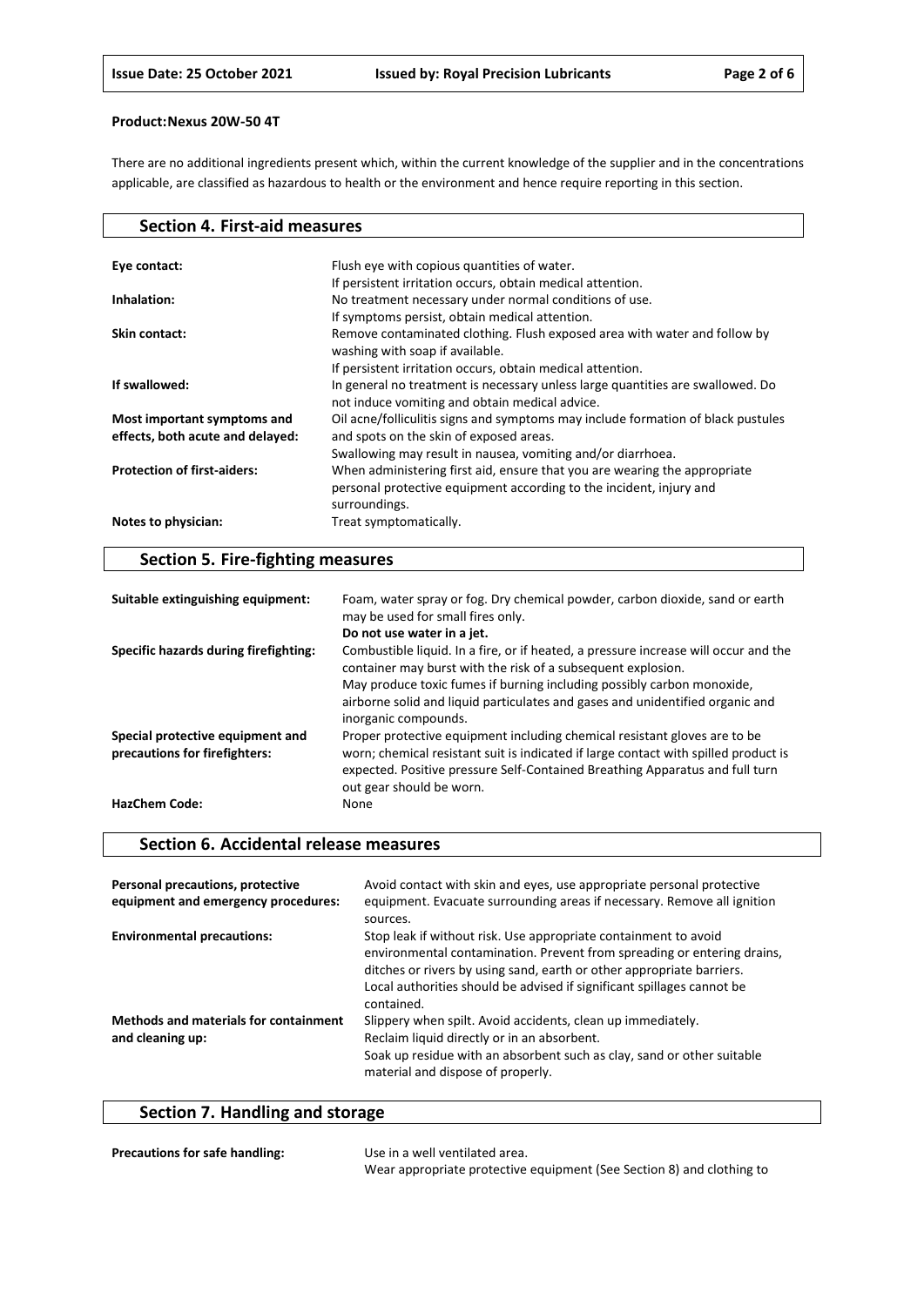**Product:Nexus 20W-50 4T**

There are no additional ingredients present which, within the current knowledge of the supplier and in the concentrations applicable, are classified as hazardous to health or the environment and hence require reporting in this section.

## Section 4. First-aid measures

| | |
|---|---|
| **Eye contact:** | Flush eye with copious quantities of water. If persistent irritation occurs, obtain medical attention. |
| **Inhalation:** | No treatment necessary under normal conditions of use. If symptoms persist, obtain medical attention. |
| **Skin contact:** | Remove contaminated clothing. Flush exposed area with water and follow by washing with soap if available. If persistent irritation occurs, obtain medical attention. |
| **If swallowed:** | In general no treatment is necessary unless large quantities are swallowed. Do not induce vomiting and obtain medical advice. |
| **Most important symptoms and effects, both acute and delayed:** | Oil acne/folliculitis signs and symptoms may include formation of black pustules and spots on the skin of exposed areas. Swallowing may result in nausea, vomiting and/or diarrhoea. |
| **Protection of first-aiders:** | When administering first aid, ensure that you are wearing the appropriate personal protective equipment according to the incident, injury and surroundings. |
| **Notes to physician:** | Treat symptomatically. |

## Section 5. Fire-fighting measures

| | |
|---|---|
| **Suitable extinguishing equipment:** | Foam, water spray or fog. Dry chemical powder, carbon dioxide, sand or earth may be used for small fires only. **Do not use water in a jet.** |
| **Specific hazards during firefighting:** | Combustible liquid. In a fire, or if heated, a pressure increase will occur and the container may burst with the risk of a subsequent explosion. May produce toxic fumes if burning including possibly carbon monoxide, airborne solid and liquid particulates and gases and unidentified organic and inorganic compounds. |
| **Special protective equipment and precautions for firefighters:** | Proper protective equipment including chemical resistant gloves are to be worn; chemical resistant suit is indicated if large contact with spilled product is expected. Positive pressure Self-Contained Breathing Apparatus and full turn out gear should be worn. |
| **HazChem Code:** | None |

## Section 6. Accidental release measures

| | |
|---|---|
| **Personal precautions, protective equipment and emergency procedures:** | Avoid contact with skin and eyes, use appropriate personal protective equipment. Evacuate surrounding areas if necessary. Remove all ignition sources. |
| **Environmental precautions:** | Stop leak if without risk. Use appropriate containment to avoid environmental contamination. Prevent from spreading or entering drains, ditches or rivers by using sand, earth or other appropriate barriers. Local authorities should be advised if significant spillages cannot be contained. |
| **Methods and materials for containment and cleaning up:** | Slippery when spilt. Avoid accidents, clean up immediately. Reclaim liquid directly or in an absorbent. Soak up residue with an absorbent such as clay, sand or other suitable material and dispose of properly. |

## Section 7. Handling and storage

| | |
|---|---|
| **Precautions for safe handling:** | Use in a well ventilated area. Wear appropriate protective equipment (See Section 8) and clothing to |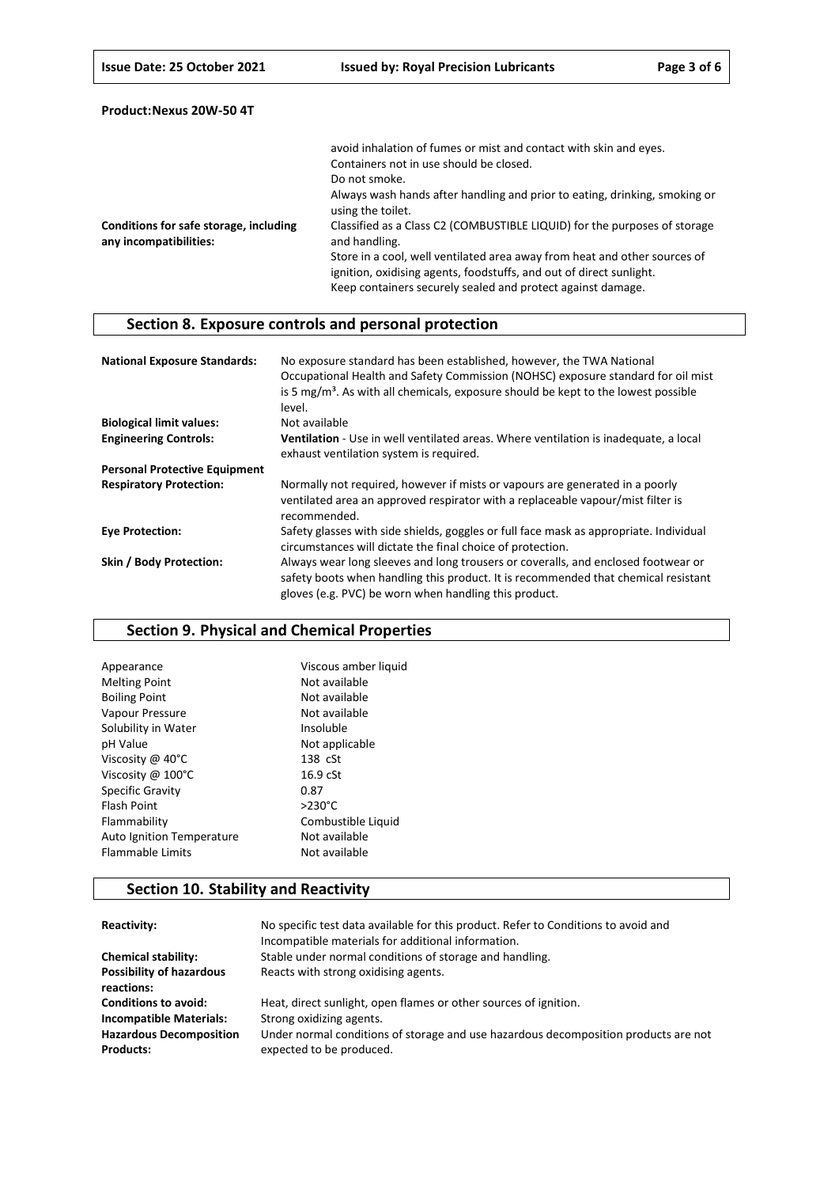**Product:Nexus 20W-50 4T**

| | |
|---|---|
| | avoid inhalation of fumes or mist and contact with skin and eyes. Containers not in use should be closed. Do not smoke. Always wash hands after handling and prior to eating, drinking, smoking or using the toilet. |
| **Conditions for safe storage, including any incompatibilities:** | Classified as a Class C2 (COMBUSTIBLE LIQUID) for the purposes of storage and handling. Store in a cool, well ventilated area away from heat and other sources of ignition, oxidising agents, foodstuffs, and out of direct sunlight. Keep containers securely sealed and protect against damage. |

## Section 8. Exposure controls and personal protection

| | |
|---|---|
| **National Exposure Standards:** | No exposure standard has been established, however, the TWA National Occupational Health and Safety Commission (NOHSC) exposure standard for oil mist is 5 mg/m³. As with all chemicals, exposure should be kept to the lowest possible level. |
| **Biological limit values:** | Not available |
| **Engineering Controls:** | **Ventilation** - Use in well ventilated areas. Where ventilation is inadequate, a local exhaust ventilation system is required. |
| **Personal Protective Equipment** | |
| **Respiratory Protection:** | Normally not required, however if mists or vapours are generated in a poorly ventilated area an approved respirator with a replaceable vapour/mist filter is recommended. |
| **Eye Protection:** | Safety glasses with side shields, goggles or full face mask as appropriate. Individual circumstances will dictate the final choice of protection. |
| **Skin / Body Protection:** | Always wear long sleeves and long trousers or coveralls, and enclosed footwear or safety boots when handling this product. It is recommended that chemical resistant gloves (e.g. PVC) be worn when handling this product. |

## Section 9. Physical and Chemical Properties

| | |
|---|---|
| Appearance | Viscous amber liquid |
| Melting Point | Not available |
| Boiling Point | Not available |
| Vapour Pressure | Not available |
| Solubility in Water | Insoluble |
| pH Value | Not applicable |
| Viscosity @ 40°C | 138 cSt |
| Viscosity @ 100°C | 16.9 cSt |
| Specific Gravity | 0.87 |
| Flash Point | >230°C |
| Flammability | Combustible Liquid |
| Auto Ignition Temperature | Not available |
| Flammable Limits | Not available |

## Section 10. Stability and Reactivity

| | |
|---|---|
| **Reactivity:** | No specific test data available for this product. Refer to Conditions to avoid and Incompatible materials for additional information. |
| **Chemical stability:** | Stable under normal conditions of storage and handling. |
| **Possibility of hazardous reactions:** | Reacts with strong oxidising agents. |
| **Conditions to avoid:** | Heat, direct sunlight, open flames or other sources of ignition. |
| **Incompatible Materials:** | Strong oxidizing agents. |
| **Hazardous Decomposition Products:** | Under normal conditions of storage and use hazardous decomposition products are not expected to be produced. |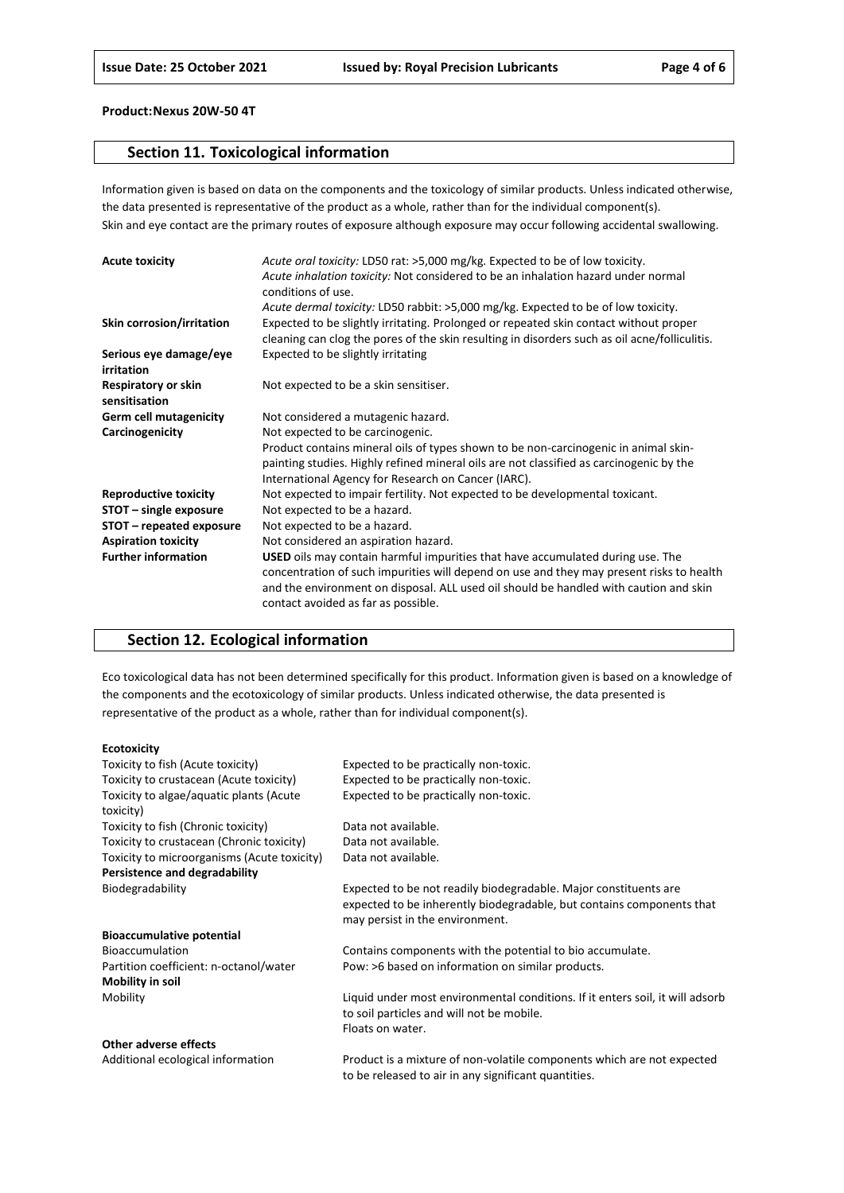**Product:Nexus 20W-50 4T**

## Section 11. Toxicological information

Information given is based on data on the components and the toxicology of similar products. Unless indicated otherwise, the data presented is representative of the product as a whole, rather than for the individual component(s).
Skin and eye contact are the primary routes of exposure although exposure may occur following accidental swallowing.

| | |
|---|---|
| **Acute toxicity** | *Acute oral toxicity:* LD50 rat: >5,000 mg/kg. Expected to be of low toxicity.<br>*Acute inhalation toxicity:* Not considered to be an inhalation hazard under normal conditions of use.<br>*Acute dermal toxicity:* LD50 rabbit: >5,000 mg/kg. Expected to be of low toxicity. |
| **Skin corrosion/irritation** | Expected to be slightly irritating. Prolonged or repeated skin contact without proper cleaning can clog the pores of the skin resulting in disorders such as oil acne/folliculitis. |
| **Serious eye damage/eye irritation** | Expected to be slightly irritating |
| **Respiratory or skin sensitisation** | Not expected to be a skin sensitiser. |
| **Germ cell mutagenicity** | Not considered a mutagenic hazard. |
| **Carcinogenicity** | Not expected to be carcinogenic.<br>Product contains mineral oils of types shown to be non-carcinogenic in animal skin-painting studies. Highly refined mineral oils are not classified as carcinogenic by the International Agency for Research on Cancer (IARC). |
| **Reproductive toxicity** | Not expected to impair fertility. Not expected to be developmental toxicant. |
| **STOT – single exposure** | Not expected to be a hazard. |
| **STOT – repeated exposure** | Not expected to be a hazard. |
| **Aspiration toxicity** | Not considered an aspiration hazard. |
| **Further information** | **USED** oils may contain harmful impurities that have accumulated during use. The concentration of such impurities will depend on use and they may present risks to health and the environment on disposal. ALL used oil should be handled with caution and skin contact avoided as far as possible. |

## Section 12. Ecological information

Eco toxicological data has not been determined specifically for this product. Information given is based on a knowledge of the components and the ecotoxicology of similar products. Unless indicated otherwise, the data presented is representative of the product as a whole, rather than for individual component(s).

| | |
|---|---|
| **Ecotoxicity** | |
| Toxicity to fish (Acute toxicity) | Expected to be practically non-toxic. |
| Toxicity to crustacean (Acute toxicity) | Expected to be practically non-toxic. |
| Toxicity to algae/aquatic plants (Acute toxicity) | Expected to be practically non-toxic. |
| Toxicity to fish (Chronic toxicity) | Data not available. |
| Toxicity to crustacean (Chronic toxicity) | Data not available. |
| Toxicity to microorganisms (Acute toxicity) | Data not available. |
| **Persistence and degradability** | |
| Biodegradability | Expected to be not readily biodegradable. Major constituents are expected to be inherently biodegradable, but contains components that may persist in the environment. |
| **Bioaccumulative potential** | |
| Bioaccumulation | Contains components with the potential to bio accumulate. |
| Partition coefficient: n-octanol/water | Pow: >6 based on information on similar products. |
| **Mobility in soil** | |
| Mobility | Liquid under most environmental conditions. If it enters soil, it will adsorb to soil particles and will not be mobile.<br>Floats on water. |
| **Other adverse effects** | |
| Additional ecological information | Product is a mixture of non-volatile components which are not expected to be released to air in any significant quantities. |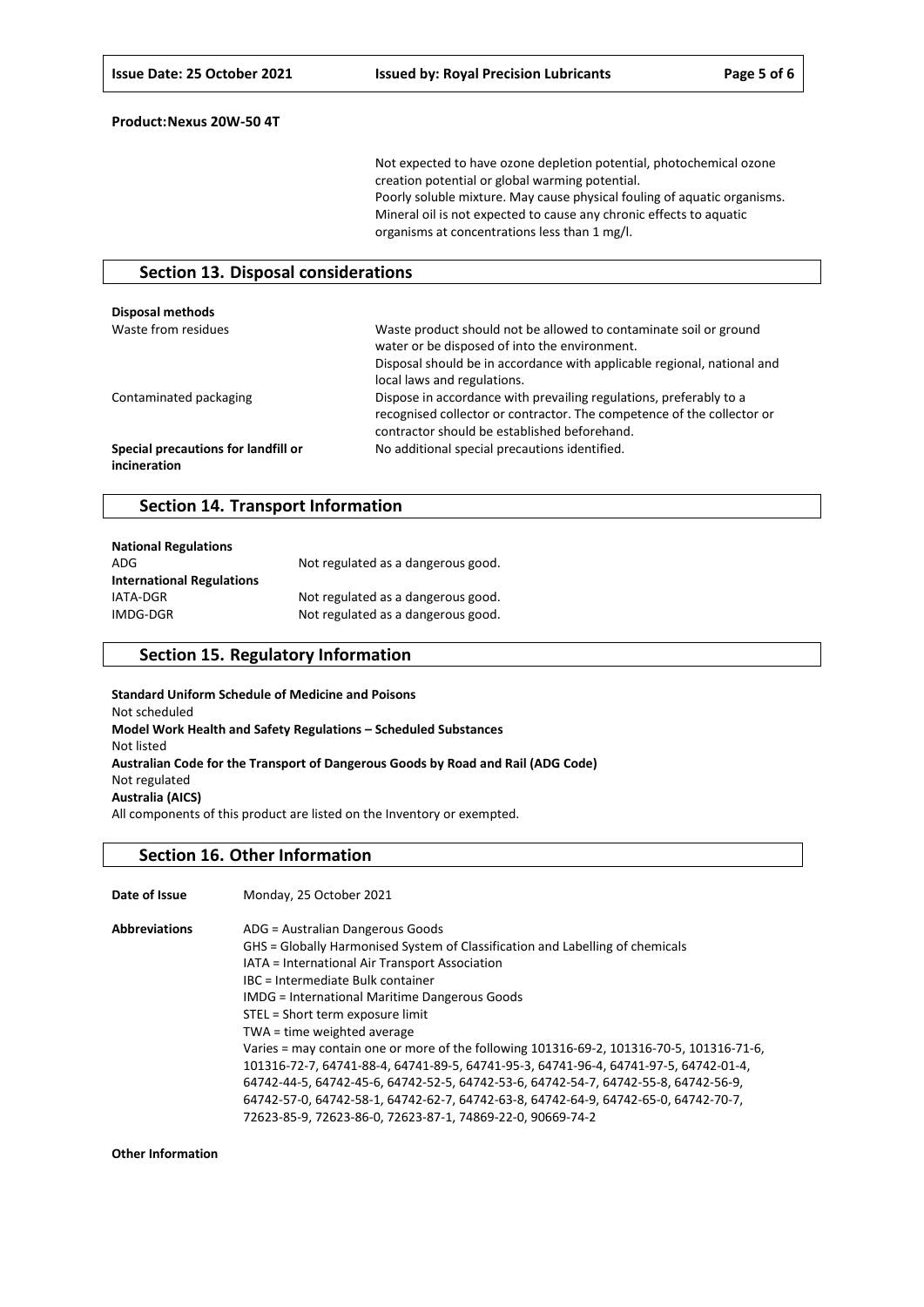**Product:Nexus 20W-50 4T**

Not expected to have ozone depletion potential, photochemical ozone creation potential or global warming potential.
Poorly soluble mixture. May cause physical fouling of aquatic organisms.
Mineral oil is not expected to cause any chronic effects to aquatic organisms at concentrations less than 1 mg/l.

## Section 13. Disposal considerations

**Disposal methods**

| | |
|---|---|
| Waste from residues | Waste product should not be allowed to contaminate soil or ground water or be disposed of into the environment. Disposal should be in accordance with applicable regional, national and local laws and regulations. |
| Contaminated packaging | Dispose in accordance with prevailing regulations, preferably to a recognised collector or contractor. The competence of the collector or contractor should be established beforehand. |
| **Special precautions for landfill or incineration** | No additional special precautions identified. |

## Section 14. Transport Information

**National Regulations**

| | |
|---|---|
| ADG | Not regulated as a dangerous good. |

**International Regulations**

| | |
|---|---|
| IATA-DGR | Not regulated as a dangerous good. |
| IMDG-DGR | Not regulated as a dangerous good. |

## Section 15. Regulatory Information

**Standard Uniform Schedule of Medicine and Poisons**
Not scheduled
**Model Work Health and Safety Regulations – Scheduled Substances**
Not listed
**Australian Code for the Transport of Dangerous Goods by Road and Rail (ADG Code)**
Not regulated
**Australia (AICS)**
All components of this product are listed on the Inventory or exempted.

## Section 16. Other Information

**Date of Issue** Monday, 25 October 2021

**Abbreviations**
ADG = Australian Dangerous Goods
GHS = Globally Harmonised System of Classification and Labelling of chemicals
IATA = International Air Transport Association
IBC = Intermediate Bulk container
IMDG = International Maritime Dangerous Goods
STEL = Short term exposure limit
TWA = time weighted average
Varies = may contain one or more of the following 101316-69-2, 101316-70-5, 101316-71-6, 101316-72-7, 64741-88-4, 64741-89-5, 64741-95-3, 64741-96-4, 64741-97-5, 64742-01-4, 64742-44-5, 64742-45-6, 64742-52-5, 64742-53-6, 64742-54-7, 64742-55-8, 64742-56-9, 64742-57-0, 64742-58-1, 64742-62-7, 64742-63-8, 64742-64-9, 64742-65-0, 64742-70-7, 72623-85-9, 72623-86-0, 72623-87-1, 74869-22-0, 90669-74-2

**Other Information**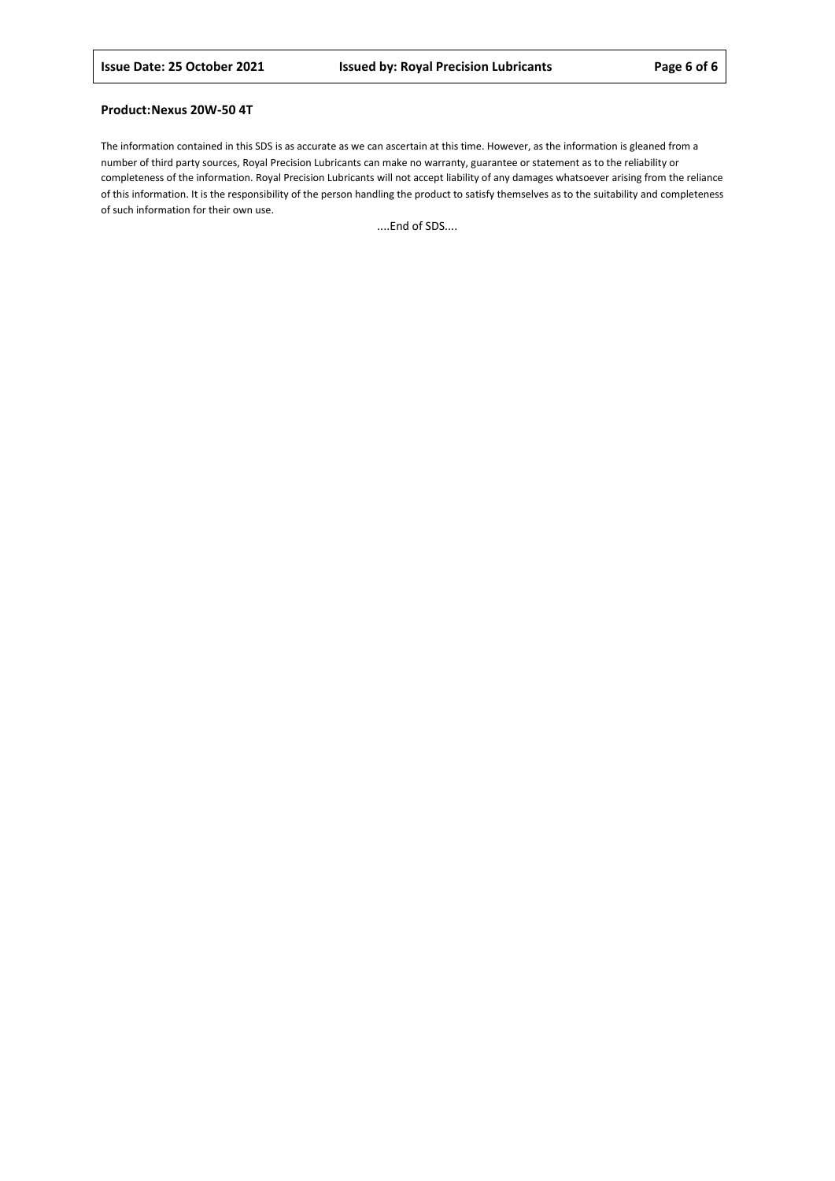**Product:Nexus 20W-50 4T**

The information contained in this SDS is as accurate as we can ascertain at this time. However, as the information is gleaned from a number of third party sources, Royal Precision Lubricants can make no warranty, guarantee or statement as to the reliability or completeness of the information. Royal Precision Lubricants will not accept liability of any damages whatsoever arising from the reliance of this information. It is the responsibility of the person handling the product to satisfy themselves as to the suitability and completeness of such information for their own use.

....End of SDS....